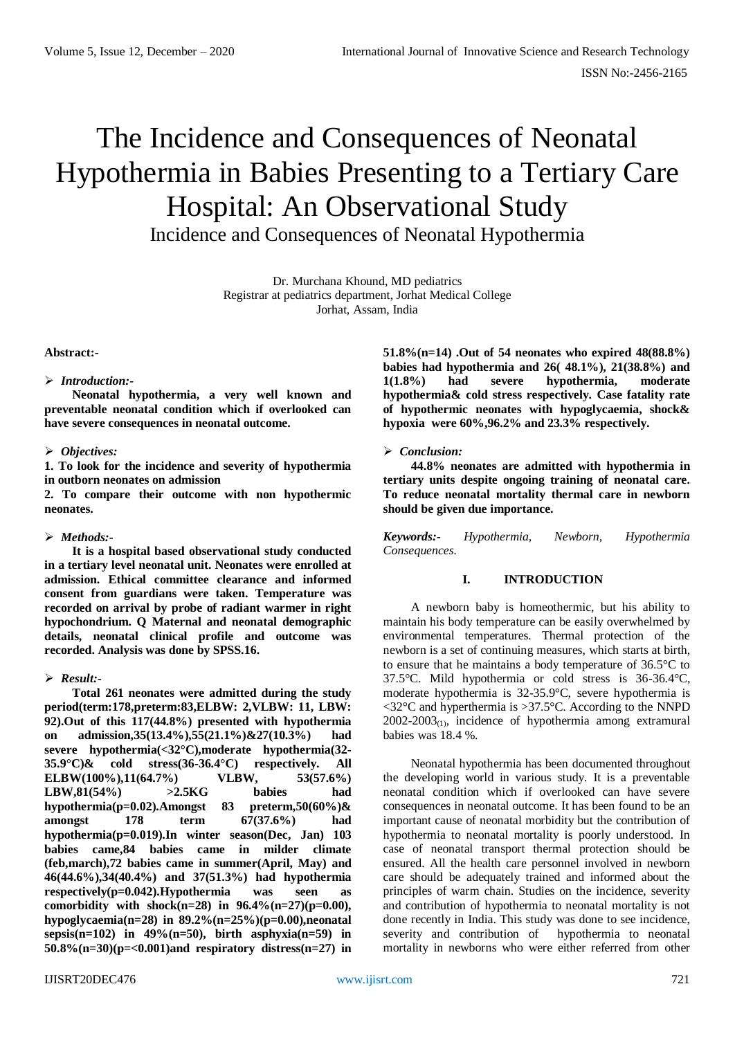# The Incidence and Consequences of Neonatal Hypothermia in Babies Presenting to a Tertiary Care Hospital: An Observational Study

## Incidence and Consequences of Neonatal Hypothermia

Dr. Murchana Khound, MD pediatrics
Registrar at pediatrics department, Jorhat Medical College
Jorhat, Assam, India

**Abstract:-**

- ***Introduction:-***

**Neonatal hypothermia, a very well known and preventable neonatal condition which if overlooked can have severe consequences in neonatal outcome.**

- ***Objectives:***

**1. To look for the incidence and severity of hypothermia in outborn neonates on admission**
**2. To compare their outcome with non hypothermic neonates.**

- ***Methods:-***

**It is a hospital based observational study conducted in a tertiary level neonatal unit. Neonates were enrolled at admission. Ethical committee clearance and informed consent from guardians were taken. Temperature was recorded on arrival by probe of radiant warmer in right hypochondrium. Q Maternal and neonatal demographic details, neonatal clinical profile and outcome was recorded. Analysis was done by SPSS.16.**

- ***Result:-***

**Total 261 neonates were admitted during the study period(term:178,preterm:83,ELBW: 2,VLBW: 11, LBW: 92).Out of this 117(44.8%) presented with hypothermia on admission,35(13.4%),55(21.1%)&27(10.3%) had severe hypothermia(<32°C),moderate hypothermia(32-35.9°C)& cold stress(36-36.4°C) respectively. All ELBW(100%),11(64.7%) VLBW, 53(57.6%) LBW,81(54%) >2.5KG babies had hypothermia(p=0.02).Amongst 83 preterm,50(60%)& amongst 178 term 67(37.6%) had hypothermia(p=0.019).In winter season(Dec, Jan) 103 babies came,84 babies came in milder climate (feb,march),72 babies came in summer(April, May) and 46(44.6%),34(40.4%) and 37(51.3%) had hypothermia respectively(p=0.042).Hypothermia was seen as comorbidity with shock(n=28) in 96.4%(n=27)(p=0.00), hypoglycaemia(n=28) in 89.2%(n=25%)(p=0.00),neonatal sepsis(n=102) in 49%(n=50), birth asphyxia(n=59) in 50.8%(n=30)(p=<0.001)and respiratory distress(n=27) in 51.8%(n=14) .Out of 54 neonates who expired 48(88.8%) babies had hypothermia and 26( 48.1%), 21(38.8%) and 1(1.8%) had severe hypothermia, moderate hypothermia& cold stress respectively. Case fatality rate of hypothermic neonates with hypoglycaemia, shock& hypoxia were 60%,96.2% and 23.3% respectively.**

- ***Conclusion:***

**44.8% neonates are admitted with hypothermia in tertiary units despite ongoing training of neonatal care. To reduce neonatal mortality thermal care in newborn should be given due importance.**

***Keywords:-*** *Hypothermia, Newborn, Hypothermia Consequences.*

## I. INTRODUCTION

A newborn baby is homeothermic, but his ability to maintain his body temperature can be easily overwhelmed by environmental temperatures. Thermal protection of the newborn is a set of continuing measures, which starts at birth, to ensure that he maintains a body temperature of 36.5°C to 37.5°C. Mild hypothermia or cold stress is 36-36.4°C, moderate hypothermia is 32-35.9°C, severe hypothermia is <32°C and hyperthermia is >37.5°C. According to the NNPD 2002-2003[(1)], incidence of hypothermia among extramural babies was 18.4 %.

Neonatal hypothermia has been documented throughout the developing world in various study. It is a preventable neonatal condition which if overlooked can have severe consequences in neonatal outcome. It has been found to be an important cause of neonatal morbidity but the contribution of hypothermia to neonatal mortality is poorly understood. In case of neonatal transport thermal protection should be ensured. All the health care personnel involved in newborn care should be adequately trained and informed about the principles of warm chain. Studies on the incidence, severity and contribution of hypothermia to neonatal mortality is not done recently in India. This study was done to see incidence, severity and contribution of hypothermia to neonatal mortality in newborns who were either referred from other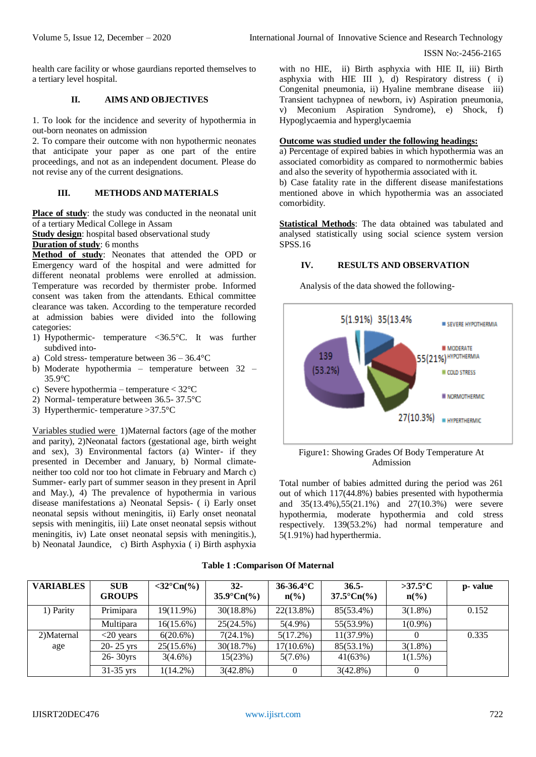health care facility or whose gaurdians reported themselves to a tertiary level hospital.

## II. AIMS AND OBJECTIVES

1. To look for the incidence and severity of hypothermia in out-born neonates on admission
2. To compare their outcome with non hypothermic neonates that anticipate your paper as one part of the entire proceedings, and not as an independent document. Please do not revise any of the current designations.

## III. METHODS AND MATERIALS

**Place of study**: the study was conducted in the neonatal unit of a tertiary Medical College in Assam
**Study design**: hospital based observational study
**Duration of study**: 6 months
**Method of study**: Neonates that attended the OPD or Emergency ward of the hospital and were admitted for different neonatal problems were enrolled at admission. Temperature was recorded by thermister probe. Informed consent was taken from the attendants. Ethical committee clearance was taken. According to the temperature recorded at admission babies were divided into the following categories:

1) Hypothermic- temperature <36.5°C. It was further subdived into-
a) Cold stress- temperature between 36 – 36.4°C
b) Moderate hypothermia – temperature between 32 – 35.9°C
c) Severe hypothermia – temperature < 32°C
2) Normal- temperature between 36.5- 37.5°C
3) Hyperthermic- temperature >37.5°C

Variables studied were 1)Maternal factors (age of the mother and parity), 2)Neonatal factors (gestational age, birth weight and sex), 3) Environmental factors (a) Winter- if they presented in December and January, b) Normal climate- neither too cold nor too hot climate in February and March c) Summer- early part of summer season in they present in April and May.), 4) The prevalence of hypothermia in various disease manifestations a) Neonatal Sepsis- ( i) Early onset neonatal sepsis without meningitis, ii) Early onset neonatal sepsis with meningitis, iii) Late onset neonatal sepsis without meningitis, iv) Late onset neonatal sepsis with meningitis.), b) Neonatal Jaundice, c) Birth Asphyxia ( i) Birth asphyxia with no HIE, ii) Birth asphyxia with HIE II, iii) Birth asphyxia with HIE III ), d) Respiratory distress ( i) Congenital pneumonia, ii) Hyaline membrane disease iii) Transient tachypnea of newborn, iv) Aspiration pneumonia, v) Meconium Aspiration Syndrome), e) Shock, f) Hypoglycaemia and hyperglycaemia

**Outcome was studied under the following headings:**
a) Percentage of expired babies in which hypothermia was an associated comorbidity as compared to normothermic babies and also the severity of hypothermia associated with it.
b) Case fatality rate in the different disease manifestations mentioned above in which hypothermia was an associated comorbidity.

**Statistical Methods**: The data obtained was tabulated and analysed statistically using social science system version SPSS.16

## IV. RESULTS AND OBSERVATION

Analysis of the data showed the following-

Figure1: Showing Grades Of Body Temperature At Admission

Total number of babies admitted during the period was 261 out of which 117(44.8%) babies presented with hypothermia and 35(13.4%),55(21.1%) and 27(10.3%) were severe hypothermia, moderate hypothermia and cold stress respectively. 139(53.2%) had normal temperature and 5(1.91%) had hyperthermia.

**Table 1 :Comparison Of Maternal**

| VARIABLES | SUB GROUPS | <32°Cn(%) | 32-35.9°Cn(%) | 36-36.4°C n(%) | 36.5-37.5°Cn(%) | >37.5°C n(%) | p- value |
|---|---|---|---|---|---|---|---|
| 1) Parity | Primipara | 19(11.9%) | 30(18.8%) | 22(13.8%) | 85(53.4%) | 3(1.8%) | 0.152 |
| | Multipara | 16(15.6%) | 25(24.5%) | 5(4.9%) | 55(53.9%) | 1(0.9%) | |
| 2)Maternal age | <20 years | 6(20.6%) | 7(24.1%) | 5(17.2%) | 11(37.9%) | 0 | 0.335 |
| | 20- 25 yrs | 25(15.6%) | 30(18.7%) | 17(10.6%) | 85(53.1%) | 3(1.8%) | |
| | 26- 30yrs | 3(4.6%) | 15(23%) | 5(7.6%) | 41(63%) | 1(1.5%) | |
| | 31-35 yrs | 1(14.2%) | 3(42.8%) | 0 | 3(42.8%) | 0 | |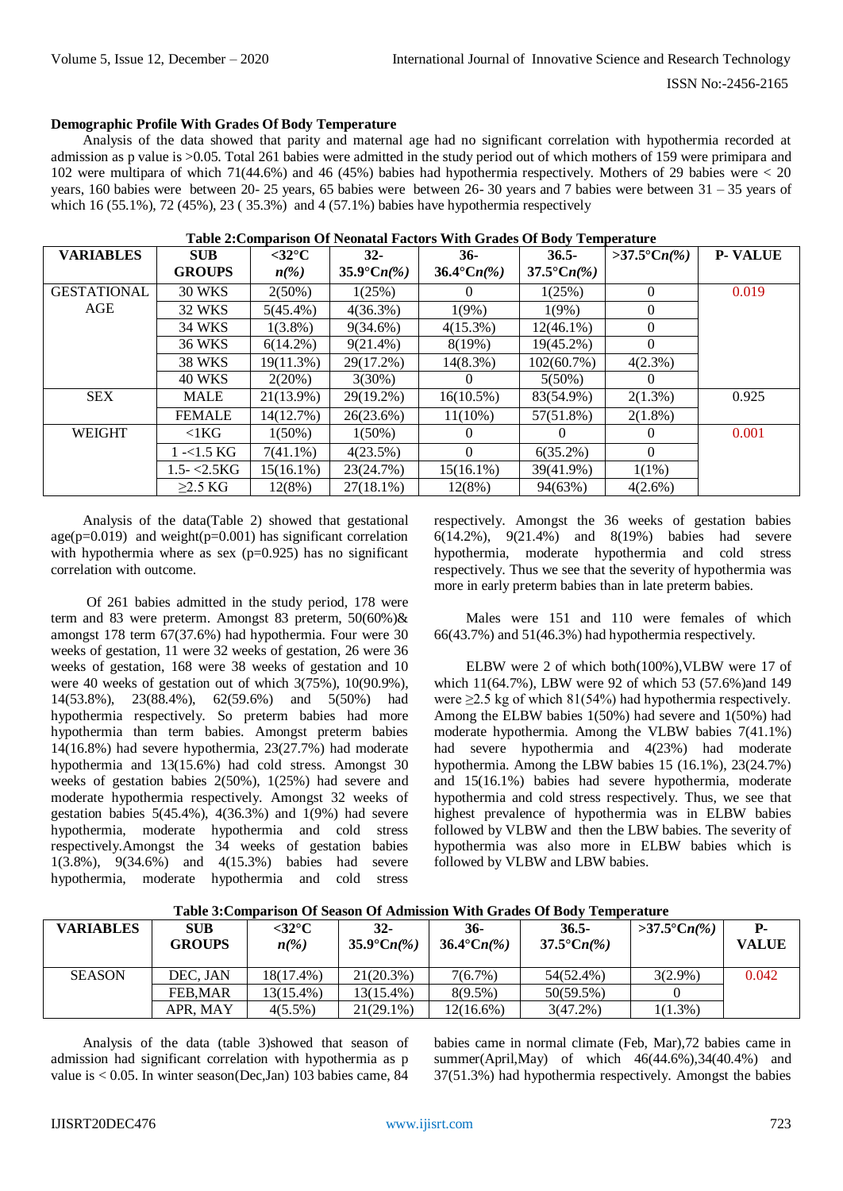**Demographic Profile With Grades Of Body Temperature**

Analysis of the data showed that parity and maternal age had no significant correlation with hypothermia recorded at admission as p value is >0.05. Total 261 babies were admitted in the study period out of which mothers of 159 were primipara and 102 were multipara of which 71(44.6%) and 46 (45%) babies had hypothermia respectively. Mothers of 29 babies were < 20 years, 160 babies were between 20- 25 years, 65 babies were between 26- 30 years and 7 babies were between 31 – 35 years of which 16 (55.1%), 72 (45%), 23 ( 35.3%) and 4 (57.1%) babies have hypothermia respectively

**Table 2:Comparison Of Neonatal Factors With Grades Of Body Temperature**

| VARIABLES | SUB GROUPS | <32°C *n(%)* | 32-35.9°C*n(%)* | 36-36.4°C*n(%)* | 36.5-37.5°C*n(%)* | >37.5°C*n(%)* | P- VALUE |
|---|---|---|---|---|---|---|---|
| GESTATIONAL AGE | 30 WKS | 2(50%) | 1(25%) | 0 | 1(25%) | 0 | 0.019 |
| | 32 WKS | 5(45.4%) | 4(36.3%) | 1(9%) | 1(9%) | 0 | |
| | 34 WKS | 1(3.8%) | 9(34.6%) | 4(15.3%) | 12(46.1%) | 0 | |
| | 36 WKS | 6(14.2%) | 9(21.4%) | 8(19%) | 19(45.2%) | 0 | |
| | 38 WKS | 19(11.3%) | 29(17.2%) | 14(8.3%) | 102(60.7%) | 4(2.3%) | |
| | 40 WKS | 2(20%) | 3(30%) | 0 | 5(50%) | 0 | |
| SEX | MALE | 21(13.9%) | 29(19.2%) | 16(10.5%) | 83(54.9%) | 2(1.3%) | 0.925 |
| | FEMALE | 14(12.7%) | 26(23.6%) | 11(10%) | 57(51.8%) | 2(1.8%) | |
| WEIGHT | <1KG | 1(50%) | 1(50%) | 0 | 0 | 0 | 0.001 |
| | 1 -<1.5 KG | 7(41.1%) | 4(23.5%) | 0 | 6(35.2%) | 0 | |
| | 1.5- <2.5KG | 15(16.1%) | 23(24.7%) | 15(16.1%) | 39(41.9%) | 1(1%) | |
| | ≥2.5 KG | 12(8%) | 27(18.1%) | 12(8%) | 94(63%) | 4(2.6%) | |

Analysis of the data(Table 2) showed that gestational age(p=0.019) and weight(p=0.001) has significant correlation with hypothermia where as sex (p=0.925) has no significant correlation with outcome.

Of 261 babies admitted in the study period, 178 were term and 83 were preterm. Amongst 83 preterm, 50(60%)& amongst 178 term 67(37.6%) had hypothermia. Four were 30 weeks of gestation, 11 were 32 weeks of gestation, 26 were 36 weeks of gestation, 168 were 38 weeks of gestation and 10 were 40 weeks of gestation out of which 3(75%), 10(90.9%), 14(53.8%), 23(88.4%), 62(59.6%) and 5(50%) had hypothermia respectively. So preterm babies had more hypothermia than term babies. Amongst preterm babies 14(16.8%) had severe hypothermia, 23(27.7%) had moderate hypothermia and 13(15.6%) had cold stress. Amongst 30 weeks of gestation babies 2(50%), 1(25%) had severe and moderate hypothermia respectively. Amongst 32 weeks of gestation babies 5(45.4%), 4(36.3%) and 1(9%) had severe hypothermia, moderate hypothermia and cold stress respectively.Amongst the 34 weeks of gestation babies 1(3.8%), 9(34.6%) and 4(15.3%) babies had severe hypothermia, moderate hypothermia and cold stress respectively. Amongst the 36 weeks of gestation babies 6(14.2%), 9(21.4%) and 8(19%) babies had severe hypothermia, moderate hypothermia and cold stress respectively. Thus we see that the severity of hypothermia was more in early preterm babies than in late preterm babies.

Males were 151 and 110 were females of which 66(43.7%) and 51(46.3%) had hypothermia respectively.

ELBW were 2 of which both(100%),VLBW were 17 of which 11(64.7%), LBW were 92 of which 53 (57.6%)and 149 were ≥2.5 kg of which 81(54%) had hypothermia respectively. Among the ELBW babies 1(50%) had severe and 1(50%) had moderate hypothermia. Among the VLBW babies 7(41.1%) had severe hypothermia and 4(23%) had moderate hypothermia. Among the LBW babies 15 (16.1%), 23(24.7%) and 15(16.1%) babies had severe hypothermia, moderate hypothermia and cold stress respectively. Thus, we see that highest prevalence of hypothermia was in ELBW babies followed by VLBW and then the LBW babies. The severity of hypothermia was also more in ELBW babies which is followed by VLBW and LBW babies.

**Table 3:Comparison Of Season Of Admission With Grades Of Body Temperature**

| VARIABLES | SUB GROUPS | <32°C *n(%)* | 32-35.9°C*n(%)* | 36-36.4°C*n(%)* | 36.5-37.5°C*n(%)* | >37.5°C*n(%)* | P-VALUE |
|---|---|---|---|---|---|---|---|
| SEASON | DEC, JAN | 18(17.4%) | 21(20.3%) | 7(6.7%) | 54(52.4%) | 3(2.9%) | 0.042 |
| | FEB,MAR | 13(15.4%) | 13(15.4%) | 8(9.5%) | 50(59.5%) | 0 | |
| | APR, MAY | 4(5.5%) | 21(29.1%) | 12(16.6%) | 3(47.2%) | 1(1.3%) | |

Analysis of the data (table 3)showed that season of admission had significant correlation with hypothermia as p value is < 0.05. In winter season(Dec,Jan) 103 babies came, 84 babies came in normal climate (Feb, Mar),72 babies came in summer(April,May) of which 46(44.6%),34(40.4%) and 37(51.3%) had hypothermia respectively. Amongst the babies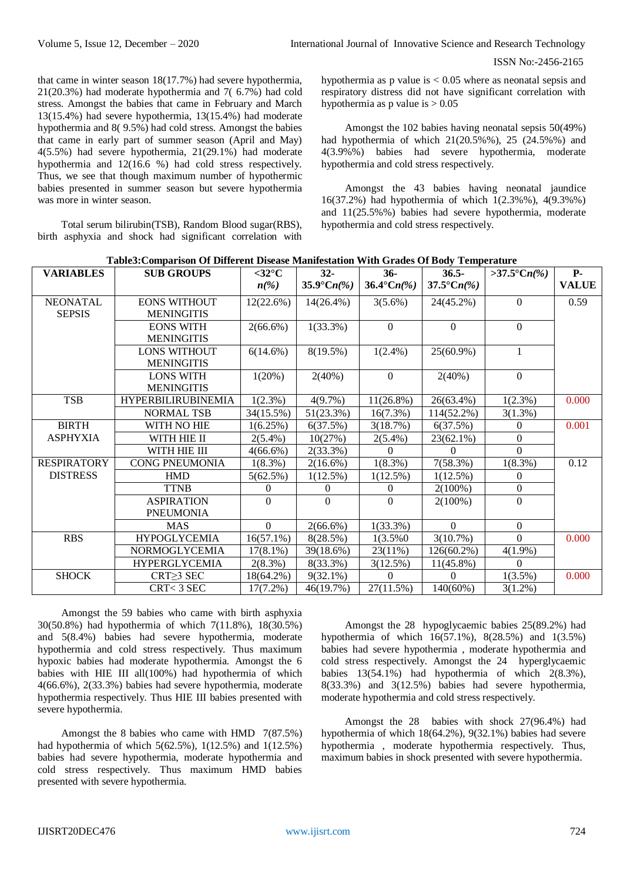that came in winter season 18(17.7%) had severe hypothermia, 21(20.3%) had moderate hypothermia and 7( 6.7%) had cold stress. Amongst the babies that came in February and March 13(15.4%) had severe hypothermia, 13(15.4%) had moderate hypothermia and 8( 9.5%) had cold stress. Amongst the babies that came in early part of summer season (April and May) 4(5.5%) had severe hypothermia, 21(29.1%) had moderate hypothermia and 12(16.6 %) had cold stress respectively. Thus, we see that though maximum number of hypothermic babies presented in summer season but severe hypothermia was more in winter season.

Total serum bilirubin(TSB), Random Blood sugar(RBS), birth asphyxia and shock had significant correlation with hypothermia as p value is < 0.05 where as neonatal sepsis and respiratory distress did not have significant correlation with hypothermia as p value is > 0.05

Amongst the 102 babies having neonatal sepsis 50(49%) had hypothermia of which 21(20.5%%), 25 (24.5%%) and 4(3.9%%) babies had severe hypothermia, moderate hypothermia and cold stress respectively.

Amongst the 43 babies having neonatal jaundice 16(37.2%) had hypothermia of which 1(2.3%%), 4(9.3%%) and 11(25.5%%) babies had severe hypothermia, moderate hypothermia and cold stress respectively.

**Table3:Comparison Of Different Disease Manifestation With Grades Of Body Temperature**

| VARIABLES | SUB GROUPS | <32°C *n(%)* | 32-35.9°C*n(%)* | 36-36.4°C*n(%)* | 36.5-37.5°C*n(%)* | >37.5°C*n(%)* | P-VALUE |
|---|---|---|---|---|---|---|---|
| NEONATAL SEPSIS | EONS WITHOUT MENINGITIS | 12(22.6%) | 14(26.4%) | 3(5.6%) | 24(45.2%) | 0 | 0.59 |
| | EONS WITH MENINGITIS | 2(66.6%) | 1(33.3%) | 0 | 0 | 0 | |
| | LONS WITHOUT MENINGITIS | 6(14.6%) | 8(19.5%) | 1(2.4%) | 25(60.9%) | 1 | |
| | LONS WITH MENINGITIS | 1(20%) | 2(40%) | 0 | 2(40%) | 0 | |
| TSB | HYPERBILIRUBINEMIA | 1(2.3%) | 4(9.7%) | 11(26.8%) | 26(63.4%) | 1(2.3%) | 0.000 |
| | NORMAL TSB | 34(15.5%) | 51(23.3%) | 16(7.3%) | 114(52.2%) | 3(1.3%) | |
| BIRTH ASPHYXIA | WITH NO HIE | 1(6.25%) | 6(37.5%) | 3(18.7%) | 6(37.5%) | 0 | 0.001 |
| | WITH HIE II | 2(5.4%) | 10(27%) | 2(5.4%) | 23(62.1%) | 0 | |
| | WITH HIE III | 4(66.6%) | 2(33.3%) | 0 | 0 | 0 | |
| RESPIRATORY DISTRESS | CONG PNEUMONIA | 1(8.3%) | 2(16.6%) | 1(8.3%) | 7(58.3%) | 1(8.3%) | 0.12 |
| | HMD | 5(62.5%) | 1(12.5%) | 1(12.5%) | 1(12.5%) | 0 | |
| | TTNB | 0 | 0 | 0 | 2(100%) | 0 | |
| | ASPIRATION PNEUMONIA | 0 | 0 | 0 | 2(100%) | 0 | |
| | MAS | 0 | 2(66.6%) | 1(33.3%) | 0 | 0 | |
| RBS | HYPOGLYCEMIA | 16(57.1%) | 8(28.5%) | 1(3.5%0 | 3(10.7%) | 0 | 0.000 |
| | NORMOGLYCEMIA | 17(8.1%) | 39(18.6%) | 23(11%) | 126(60.2%) | 4(1.9%) | |
| | HYPERGLYCEMIA | 2(8.3%) | 8(33.3%) | 3(12.5%) | 11(45.8%) | 0 | |
| SHOCK | CRT≥3 SEC | 18(64.2%) | 9(32.1%) | 0 | 0 | 1(3.5%) | 0.000 |
| | CRT< 3 SEC | 17(7.2%) | 46(19.7%) | 27(11.5%) | 140(60%) | 3(1.2%) | |

Amongst the 59 babies who came with birth asphyxia 30(50.8%) had hypothermia of which 7(11.8%), 18(30.5%) and 5(8.4%) babies had severe hypothermia, moderate hypothermia and cold stress respectively. Thus maximum hypoxic babies had moderate hypothermia. Amongst the 6 babies with HIE III all(100%) had hypothermia of which 4(66.6%), 2(33.3%) babies had severe hypothermia, moderate hypothermia respectively. Thus HIE III babies presented with severe hypothermia.

Amongst the 8 babies who came with HMD 7(87.5%) had hypothermia of which 5(62.5%), 1(12.5%) and 1(12.5%) babies had severe hypothermia, moderate hypothermia and cold stress respectively. Thus maximum HMD babies presented with severe hypothermia.

Amongst the 28 hypoglycaemic babies 25(89.2%) had hypothermia of which 16(57.1%), 8(28.5%) and 1(3.5%) babies had severe hypothermia , moderate hypothermia and cold stress respectively. Amongst the 24 hyperglycaemic babies 13(54.1%) had hypothermia of which 2(8.3%), 8(33.3%) and 3(12.5%) babies had severe hypothermia, moderate hypothermia and cold stress respectively.

Amongst the 28 babies with shock 27(96.4%) had hypothermia of which 18(64.2%), 9(32.1%) babies had severe hypothermia , moderate hypothermia respectively. Thus, maximum babies in shock presented with severe hypothermia.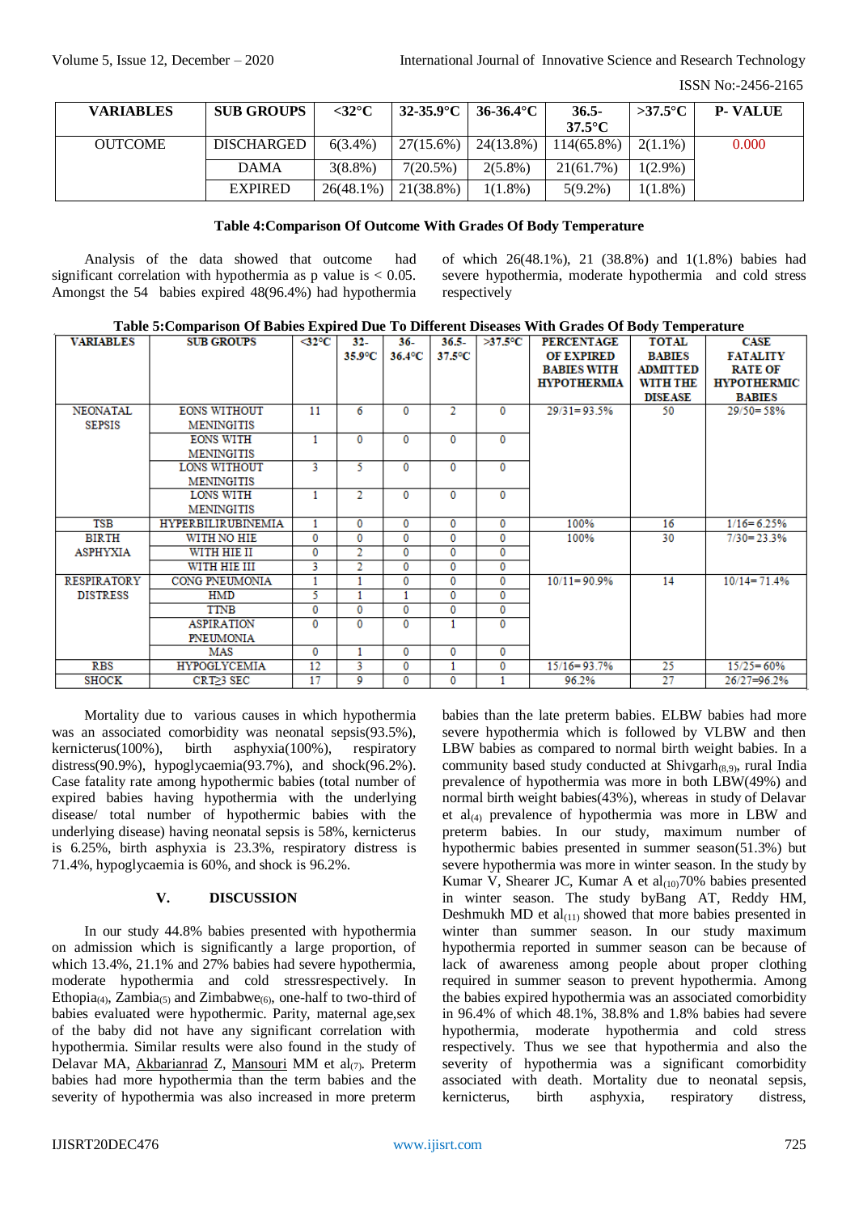| VARIABLES | SUB GROUPS | <32°C | 32-35.9°C | 36-36.4°C | 36.5-37.5°C | >37.5°C | P- VALUE |
|---|---|---|---|---|---|---|---|
| OUTCOME | DISCHARGED | 6(3.4%) | 27(15.6%) | 24(13.8%) | 114(65.8%) | 2(1.1%) | 0.000 |
| | DAMA | 3(8.8%) | 7(20.5%) | 2(5.8%) | 21(61.7%) | 1(2.9%) | |
| | EXPIRED | 26(48.1%) | 21(38.8%) | 1(1.8%) | 5(9.2%) | 1(1.8%) | |

**Table 4:Comparison Of Outcome With Grades Of Body Temperature**

Analysis of the data showed that outcome had significant correlation with hypothermia as p value is < 0.05. Amongst the 54 babies expired 48(96.4%) had hypothermia of which 26(48.1%), 21 (38.8%) and 1(1.8%) babies had severe hypothermia, moderate hypothermia and cold stress respectively

**Table 5:Comparison Of Babies Expired Due To Different Diseases With Grades Of Body Temperature**

| VARIABLES | SUB GROUPS | <32°C | 32-35.9°C | 36-36.4°C | 36.5-37.5°C | >37.5°C | PERCENTAGE OF EXPIRED BABIES WITH HYPOTHERMIA | TOTAL BABIES ADMITTED WITH THE DISEASE | CASE FATALITY RATE OF HYPOTHERMIC BABIES |
|---|---|---|---|---|---|---|---|---|---|
| NEONATAL SEPSIS | EONS WITHOUT MENINGITIS | 11 | 6 | 0 | 2 | 0 | 29/31= 93.5% | 50 | 29/50= 58% |
| | EONS WITH MENINGITIS | 1 | 0 | 0 | 0 | 0 | | | |
| | LONS WITHOUT MENINGITIS | 3 | 5 | 0 | 0 | 0 | | | |
| | LONS WITH MENINGITIS | 1 | 2 | 0 | 0 | 0 | | | |
| TSB | HYPERBILIRUBINEMIA | 1 | 0 | 0 | 0 | 0 | 100% | 16 | 1/16= 6.25% |
| BIRTH ASPHYXIA | WITH NO HIE | 0 | 0 | 0 | 0 | 0 | 100% | 30 | 7/30= 23.3% |
| | WITH HIE II | 0 | 2 | 0 | 0 | 0 | | | |
| | WITH HIE III | 3 | 2 | 0 | 0 | 0 | | | |
| RESPIRATORY DISTRESS | CONG PNEUMONIA | 1 | 1 | 0 | 0 | 0 | 10/11= 90.9% | 14 | 10/14= 71.4% |
| | HMD | 5 | 1 | 1 | 0 | 0 | | | |
| | TTNB | 0 | 0 | 0 | 0 | 0 | | | |
| | ASPIRATION PNEUMONIA | 0 | 0 | 0 | 1 | 0 | | | |
| | MAS | 0 | 1 | 0 | 0 | 0 | | | |
| RBS | HYPOGLYCEMIA | 12 | 3 | 0 | 1 | 0 | 15/16= 93.7% | 25 | 15/25= 60% |
| SHOCK | CRT≥3 SEC | 17 | 9 | 0 | 0 | 1 | 96.2% | 27 | 26/27=96.2% |

Mortality due to various causes in which hypothermia was an associated comorbidity was neonatal sepsis(93.5%), kernicterus(100%), birth asphyxia(100%), respiratory distress(90.9%), hypoglycaemia(93.7%), and shock(96.2%). Case fatality rate among hypothermic babies (total number of expired babies having hypothermia with the underlying disease/ total number of hypothermic babies with the underlying disease) having neonatal sepsis is 58%, kernicterus is 6.25%, birth asphyxia is 23.3%, respiratory distress is 71.4%, hypoglycaemia is 60%, and shock is 96.2%.

## V. DISCUSSION

In our study 44.8% babies presented with hypothermia on admission which is significantly a large proportion, of which 13.4%, 21.1% and 27% babies had severe hypothermia, moderate hypothermia and cold stressrespectively. In Ethiopia(4), Zambia(5) and Zimbabwe(6), one-half to two-third of babies evaluated were hypothermic. Parity, maternal age,sex of the baby did not have any significant correlation with hypothermia. Similar results were also found in the study of Delavar MA, Akbarianrad Z, Mansouri MM et al(7). Preterm babies had more hypothermia than the term babies and the severity of hypothermia was also increased in more preterm babies than the late preterm babies. ELBW babies had more severe hypothermia which is followed by VLBW and then LBW babies as compared to normal birth weight babies. In a community based study conducted at Shivgarh(8,9), rural India prevalence of hypothermia was more in both LBW(49%) and normal birth weight babies(43%), whereas in study of Delavar et al(4) prevalence of hypothermia was more in LBW and preterm babies. In our study, maximum number of hypothermic babies presented in summer season(51.3%) but severe hypothermia was more in winter season. In the study by Kumar V, Shearer JC, Kumar A et al(10)70% babies presented in winter season. The study byBang AT, Reddy HM, Deshmukh MD et al(11) showed that more babies presented in winter than summer season. In our study maximum hypothermia reported in summer season can be because of lack of awareness among people about proper clothing required in summer season to prevent hypothermia. Among the babies expired hypothermia was an associated comorbidity in 96.4% of which 48.1%, 38.8% and 1.8% babies had severe hypothermia, moderate hypothermia and cold stress respectively. Thus we see that hypothermia and also the severity of hypothermia was a significant comorbidity associated with death. Mortality due to neonatal sepsis, kernicterus, birth asphyxia, respiratory distress,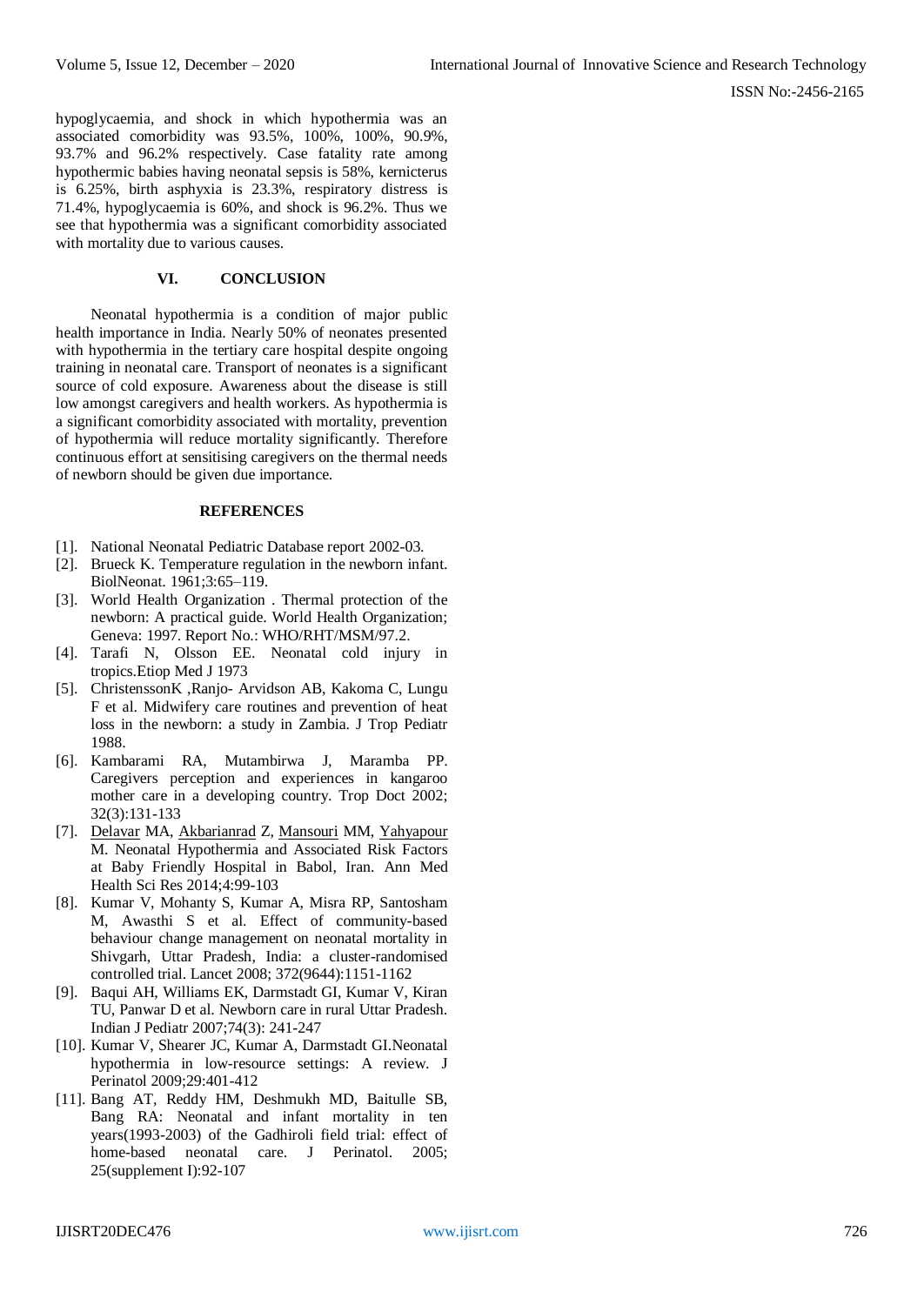hypoglycaemia, and shock in which hypothermia was an associated comorbidity was 93.5%, 100%, 100%, 90.9%, 93.7% and 96.2% respectively. Case fatality rate among hypothermic babies having neonatal sepsis is 58%, kernicterus is 6.25%, birth asphyxia is 23.3%, respiratory distress is 71.4%, hypoglycaemia is 60%, and shock is 96.2%. Thus we see that hypothermia was a significant comorbidity associated with mortality due to various causes.

## VI. CONCLUSION

Neonatal hypothermia is a condition of major public health importance in India. Nearly 50% of neonates presented with hypothermia in the tertiary care hospital despite ongoing training in neonatal care. Transport of neonates is a significant source of cold exposure. Awareness about the disease is still low amongst caregivers and health workers. As hypothermia is a significant comorbidity associated with mortality, prevention of hypothermia will reduce mortality significantly. Therefore continuous effort at sensitising caregivers on the thermal needs of newborn should be given due importance.

## REFERENCES

[1]. National Neonatal Pediatric Database report 2002-03.

[2]. Brueck K. Temperature regulation in the newborn infant. BiolNeonat. 1961;3:65–119.

[3]. World Health Organization . Thermal protection of the newborn: A practical guide. World Health Organization; Geneva: 1997. Report No.: WHO/RHT/MSM/97.2.

[4]. Tarafi N, Olsson EE. Neonatal cold injury in tropics.Etiop Med J 1973

[5]. ChristenssonK ,Ranjo- Arvidson AB, Kakoma C, Lungu F et al. Midwifery care routines and prevention of heat loss in the newborn: a study in Zambia. J Trop Pediatr 1988.

[6]. Kambarami RA, Mutambirwa J, Maramba PP. Caregivers perception and experiences in kangaroo mother care in a developing country. Trop Doct 2002; 32(3):131-133

[7]. Delavar MA, Akbarianrad Z, Mansouri MM, Yahyapour M. Neonatal Hypothermia and Associated Risk Factors at Baby Friendly Hospital in Babol, Iran. Ann Med Health Sci Res 2014;4:99-103

[8]. Kumar V, Mohanty S, Kumar A, Misra RP, Santosham M, Awasthi S et al. Effect of community-based behaviour change management on neonatal mortality in Shivgarh, Uttar Pradesh, India: a cluster-randomised controlled trial. Lancet 2008; 372(9644):1151-1162

[9]. Baqui AH, Williams EK, Darmstadt GI, Kumar V, Kiran TU, Panwar D et al. Newborn care in rural Uttar Pradesh. Indian J Pediatr 2007;74(3): 241-247

[10]. Kumar V, Shearer JC, Kumar A, Darmstadt GI.Neonatal hypothermia in low-resource settings: A review. J Perinatol 2009;29:401-412

[11]. Bang AT, Reddy HM, Deshmukh MD, Baitulle SB, Bang RA: Neonatal and infant mortality in ten years(1993-2003) of the Gadhiroli field trial: effect of home-based neonatal care. J Perinatol. 2005; 25(supplement I):92-107